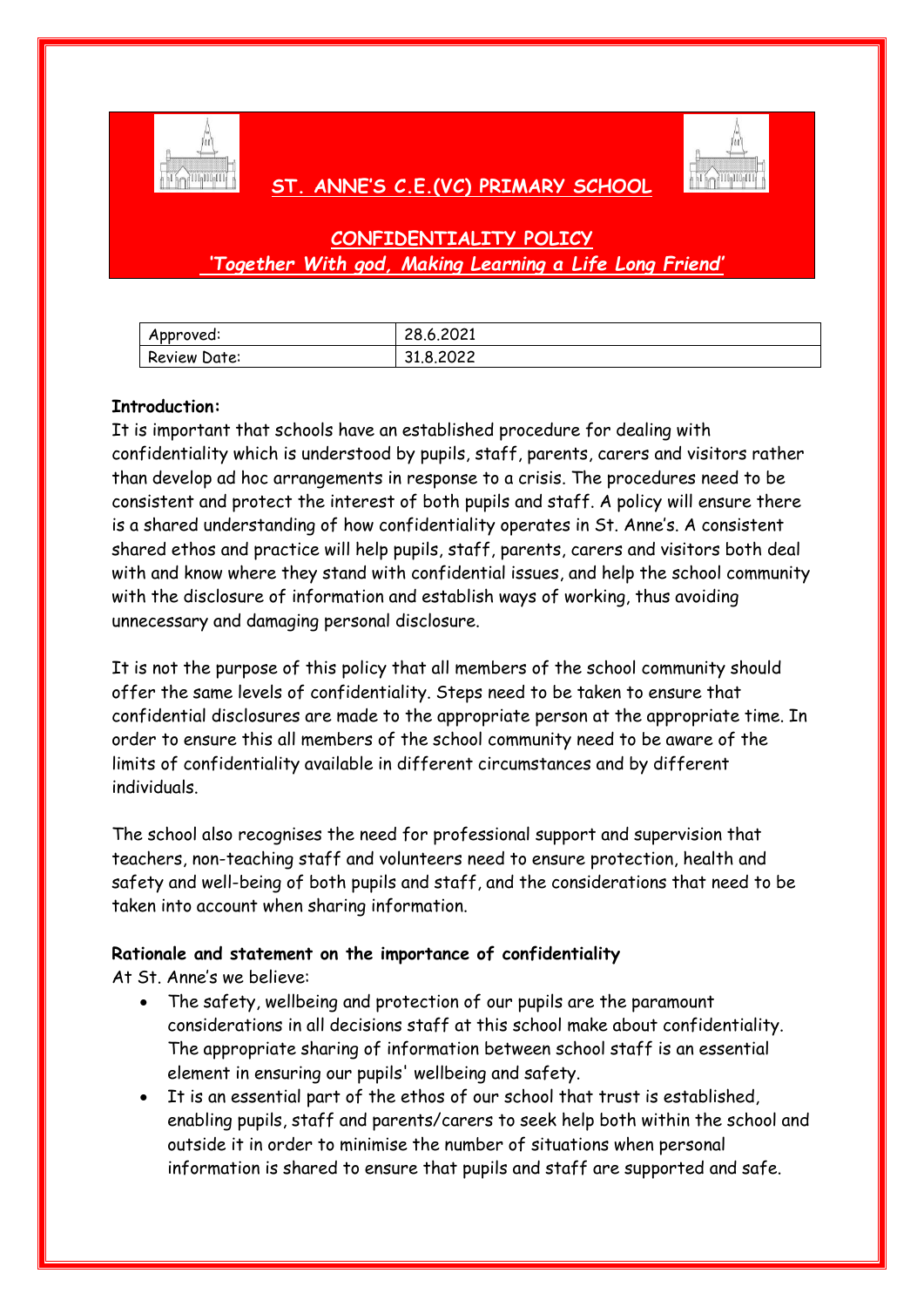# ST. ANNE'S C.E.(VC) PRIMARY SCHOOL

## CONFIDENTIALITY POLICY

*'Together With god, Making Learning a Life Long Friend'*

| Approved: | 28.6.2021 |
|---|---|
| Review Date: | 31.8.2022 |

**Introduction:**

It is important that schools have an established procedure for dealing with confidentiality which is understood by pupils, staff, parents, carers and visitors rather than develop ad hoc arrangements in response to a crisis. The procedures need to be consistent and protect the interest of both pupils and staff. A policy will ensure there is a shared understanding of how confidentiality operates in St. Anne's. A consistent shared ethos and practice will help pupils, staff, parents, carers and visitors both deal with and know where they stand with confidential issues, and help the school community with the disclosure of information and establish ways of working, thus avoiding unnecessary and damaging personal disclosure.

It is not the purpose of this policy that all members of the school community should offer the same levels of confidentiality. Steps need to be taken to ensure that confidential disclosures are made to the appropriate person at the appropriate time. In order to ensure this all members of the school community need to be aware of the limits of confidentiality available in different circumstances and by different individuals.

The school also recognises the need for professional support and supervision that teachers, non-teaching staff and volunteers need to ensure protection, health and safety and well-being of both pupils and staff, and the considerations that need to be taken into account when sharing information.

**Rationale and statement on the importance of confidentiality**

At St. Anne's we believe:

- The safety, wellbeing and protection of our pupils are the paramount considerations in all decisions staff at this school make about confidentiality. The appropriate sharing of information between school staff is an essential element in ensuring our pupils' wellbeing and safety.
- It is an essential part of the ethos of our school that trust is established, enabling pupils, staff and parents/carers to seek help both within the school and outside it in order to minimise the number of situations when personal information is shared to ensure that pupils and staff are supported and safe.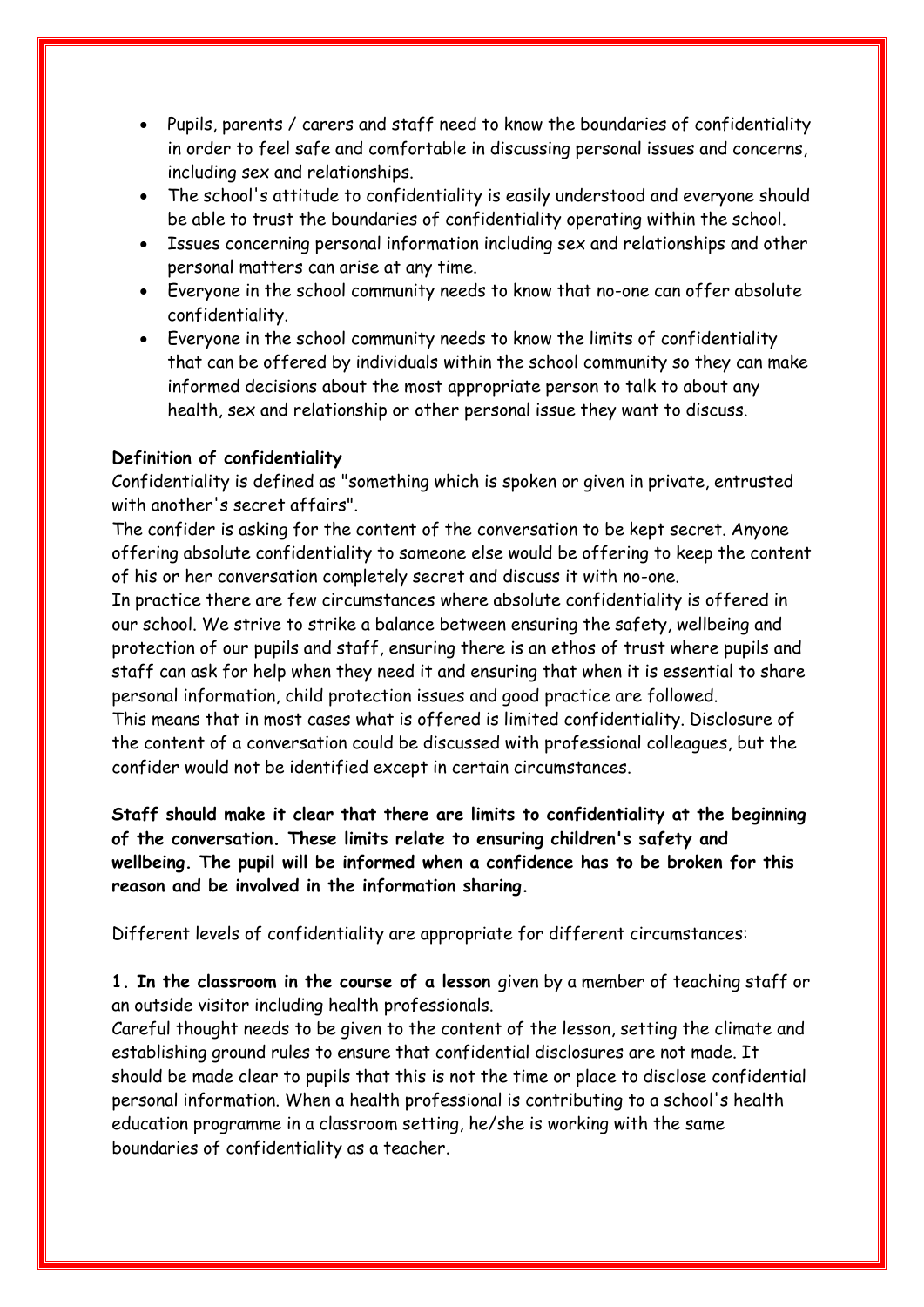- Pupils, parents / carers and staff need to know the boundaries of confidentiality in order to feel safe and comfortable in discussing personal issues and concerns, including sex and relationships.
- The school's attitude to confidentiality is easily understood and everyone should be able to trust the boundaries of confidentiality operating within the school.
- Issues concerning personal information including sex and relationships and other personal matters can arise at any time.
- Everyone in the school community needs to know that no-one can offer absolute confidentiality.
- Everyone in the school community needs to know the limits of confidentiality that can be offered by individuals within the school community so they can make informed decisions about the most appropriate person to talk to about any health, sex and relationship or other personal issue they want to discuss.

**Definition of confidentiality**

Confidentiality is defined as "something which is spoken or given in private, entrusted with another's secret affairs".

The confider is asking for the content of the conversation to be kept secret. Anyone offering absolute confidentiality to someone else would be offering to keep the content of his or her conversation completely secret and discuss it with no-one.

In practice there are few circumstances where absolute confidentiality is offered in our school. We strive to strike a balance between ensuring the safety, wellbeing and protection of our pupils and staff, ensuring there is an ethos of trust where pupils and staff can ask for help when they need it and ensuring that when it is essential to share personal information, child protection issues and good practice are followed.

This means that in most cases what is offered is limited confidentiality. Disclosure of the content of a conversation could be discussed with professional colleagues, but the confider would not be identified except in certain circumstances.

**Staff should make it clear that there are limits to confidentiality at the beginning of the conversation. These limits relate to ensuring children's safety and wellbeing. The pupil will be informed when a confidence has to be broken for this reason and be involved in the information sharing.**

Different levels of confidentiality are appropriate for different circumstances:

**1. In the classroom in the course of a lesson** given by a member of teaching staff or an outside visitor including health professionals.

Careful thought needs to be given to the content of the lesson, setting the climate and establishing ground rules to ensure that confidential disclosures are not made. It should be made clear to pupils that this is not the time or place to disclose confidential personal information. When a health professional is contributing to a school's health education programme in a classroom setting, he/she is working with the same boundaries of confidentiality as a teacher.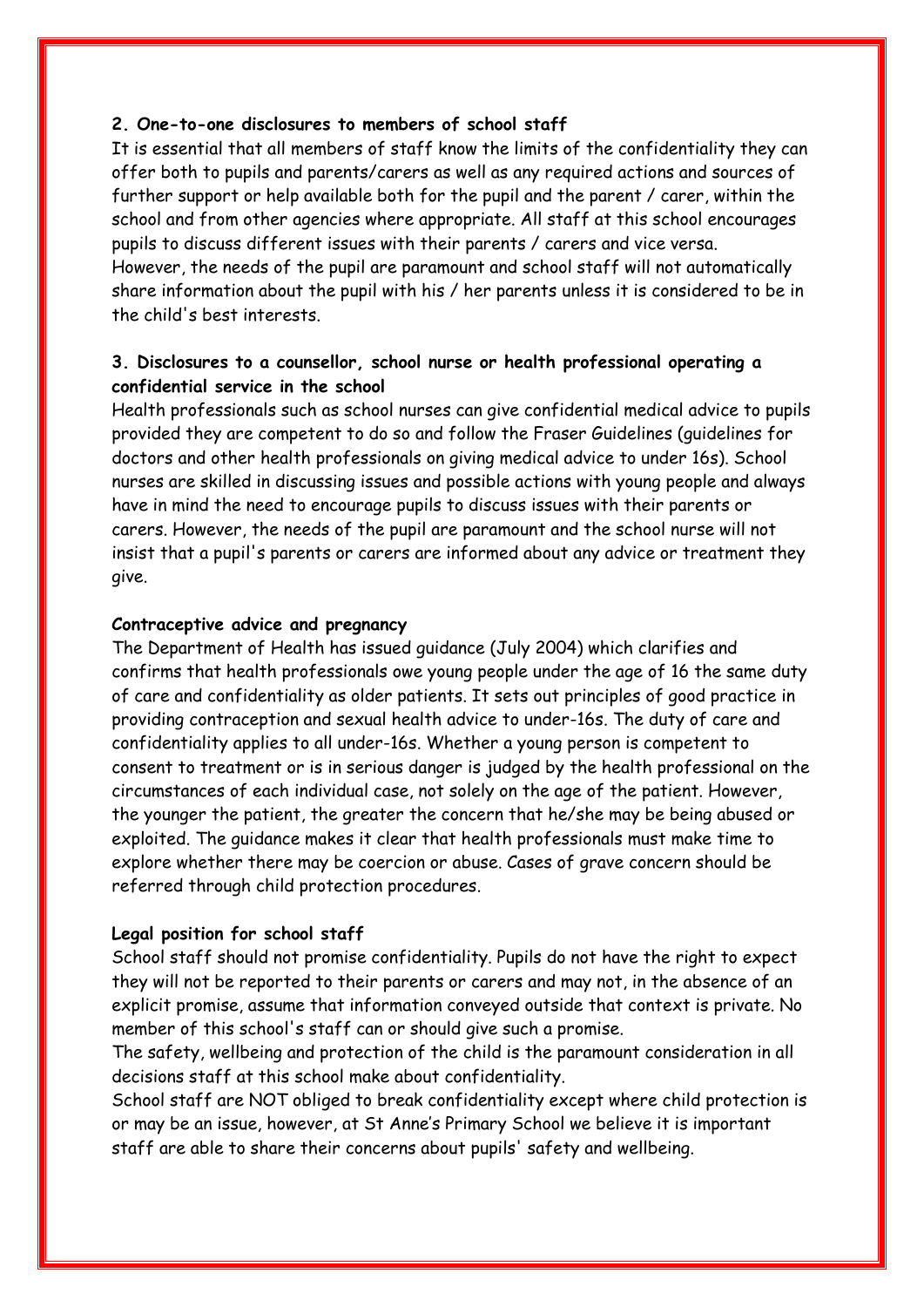### 2. One-to-one disclosures to members of school staff

It is essential that all members of staff know the limits of the confidentiality they can offer both to pupils and parents/carers as well as any required actions and sources of further support or help available both for the pupil and the parent / carer, within the school and from other agencies where appropriate. All staff at this school encourages pupils to discuss different issues with their parents / carers and vice versa. However, the needs of the pupil are paramount and school staff will not automatically share information about the pupil with his / her parents unless it is considered to be in the child's best interests.

### 3. Disclosures to a counsellor, school nurse or health professional operating a confidential service in the school

Health professionals such as school nurses can give confidential medical advice to pupils provided they are competent to do so and follow the Fraser Guidelines (guidelines for doctors and other health professionals on giving medical advice to under 16s). School nurses are skilled in discussing issues and possible actions with young people and always have in mind the need to encourage pupils to discuss issues with their parents or carers. However, the needs of the pupil are paramount and the school nurse will not insist that a pupil's parents or carers are informed about any advice or treatment they give.

#### Contraceptive advice and pregnancy

The Department of Health has issued guidance (July 2004) which clarifies and confirms that health professionals owe young people under the age of 16 the same duty of care and confidentiality as older patients. It sets out principles of good practice in providing contraception and sexual health advice to under-16s. The duty of care and confidentiality applies to all under-16s. Whether a young person is competent to consent to treatment or is in serious danger is judged by the health professional on the circumstances of each individual case, not solely on the age of the patient. However, the younger the patient, the greater the concern that he/she may be being abused or exploited. The guidance makes it clear that health professionals must make time to explore whether there may be coercion or abuse. Cases of grave concern should be referred through child protection procedures.

#### Legal position for school staff

School staff should not promise confidentiality. Pupils do not have the right to expect they will not be reported to their parents or carers and may not, in the absence of an explicit promise, assume that information conveyed outside that context is private. No member of this school's staff can or should give such a promise.

The safety, wellbeing and protection of the child is the paramount consideration in all decisions staff at this school make about confidentiality.

School staff are NOT obliged to break confidentiality except where child protection is or may be an issue, however, at St Anne's Primary School we believe it is important staff are able to share their concerns about pupils' safety and wellbeing.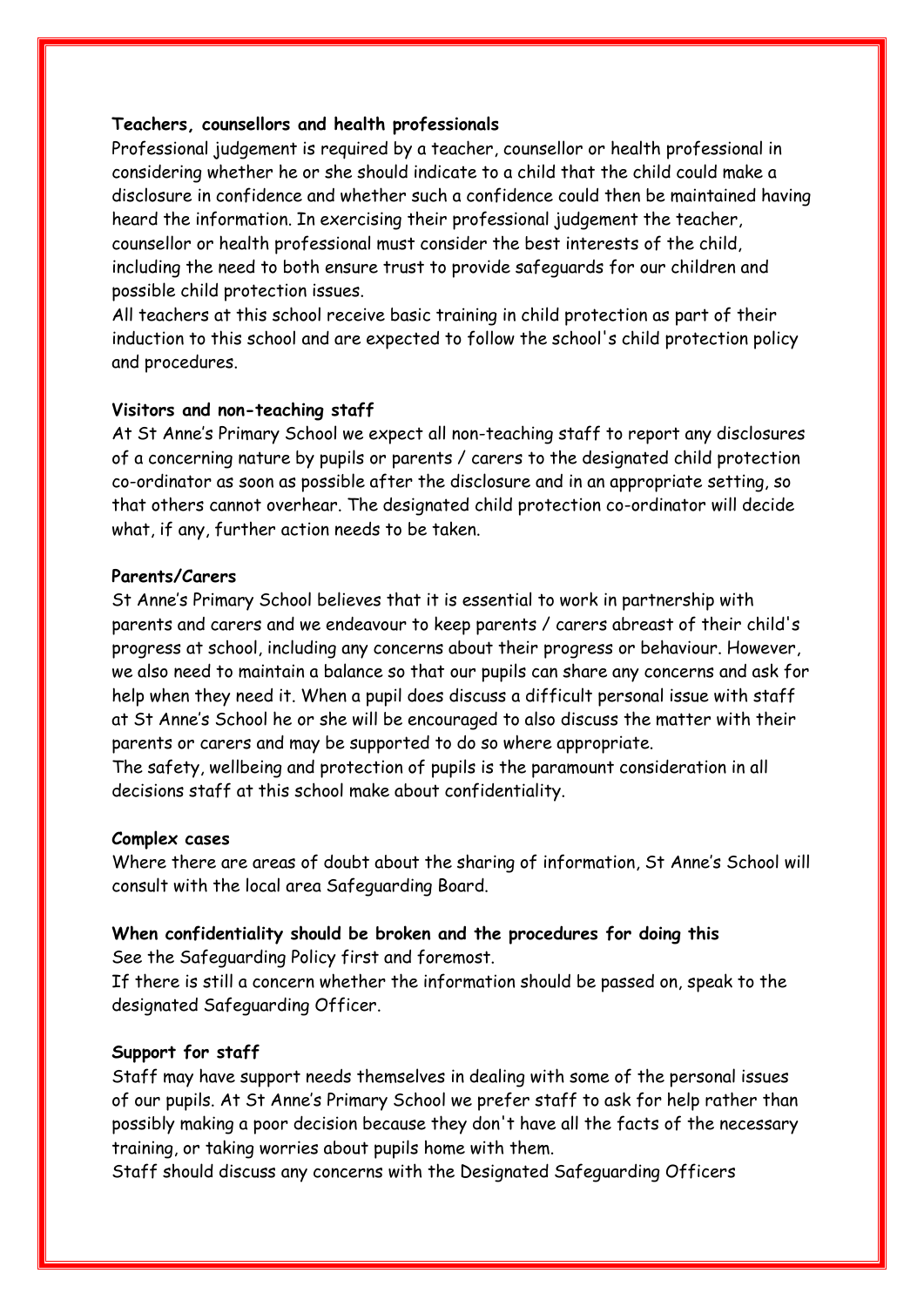**Teachers, counsellors and health professionals**

Professional judgement is required by a teacher, counsellor or health professional in considering whether he or she should indicate to a child that the child could make a disclosure in confidence and whether such a confidence could then be maintained having heard the information. In exercising their professional judgement the teacher, counsellor or health professional must consider the best interests of the child, including the need to both ensure trust to provide safeguards for our children and possible child protection issues.

All teachers at this school receive basic training in child protection as part of their induction to this school and are expected to follow the school's child protection policy and procedures.

**Visitors and non-teaching staff**

At St Anne's Primary School we expect all non-teaching staff to report any disclosures of a concerning nature by pupils or parents / carers to the designated child protection co-ordinator as soon as possible after the disclosure and in an appropriate setting, so that others cannot overhear. The designated child protection co-ordinator will decide what, if any, further action needs to be taken.

**Parents/Carers**

St Anne's Primary School believes that it is essential to work in partnership with parents and carers and we endeavour to keep parents / carers abreast of their child's progress at school, including any concerns about their progress or behaviour. However, we also need to maintain a balance so that our pupils can share any concerns and ask for help when they need it. When a pupil does discuss a difficult personal issue with staff at St Anne's School he or she will be encouraged to also discuss the matter with their parents or carers and may be supported to do so where appropriate.

The safety, wellbeing and protection of pupils is the paramount consideration in all decisions staff at this school make about confidentiality.

**Complex cases**

Where there are areas of doubt about the sharing of information, St Anne's School will consult with the local area Safeguarding Board.

**When confidentiality should be broken and the procedures for doing this**

See the Safeguarding Policy first and foremost.

If there is still a concern whether the information should be passed on, speak to the designated Safeguarding Officer.

**Support for staff**

Staff may have support needs themselves in dealing with some of the personal issues of our pupils. At St Anne's Primary School we prefer staff to ask for help rather than possibly making a poor decision because they don't have all the facts of the necessary training, or taking worries about pupils home with them.

Staff should discuss any concerns with the Designated Safeguarding Officers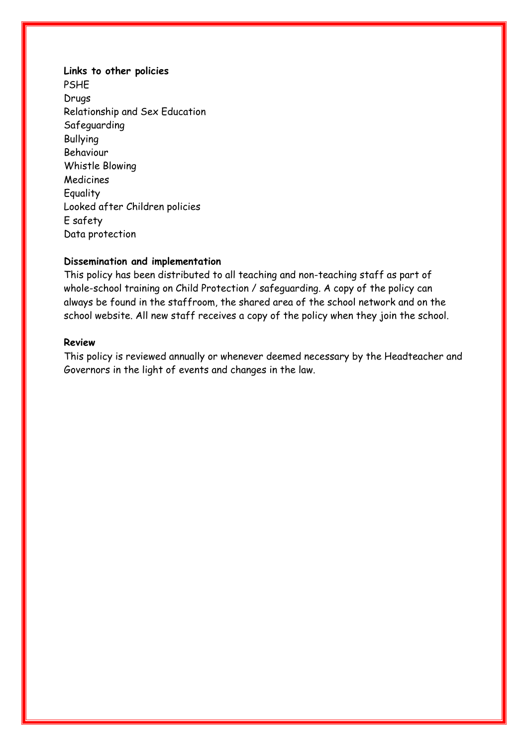**Links to other policies**

PSHE
Drugs
Relationship and Sex Education
Safeguarding
Bullying
Behaviour
Whistle Blowing
Medicines
Equality
Looked after Children policies
E safety
Data protection

**Dissemination and implementation**

This policy has been distributed to all teaching and non-teaching staff as part of whole-school training on Child Protection / safeguarding. A copy of the policy can always be found in the staffroom, the shared area of the school network and on the school website. All new staff receives a copy of the policy when they join the school.

**Review**

This policy is reviewed annually or whenever deemed necessary by the Headteacher and Governors in the light of events and changes in the law.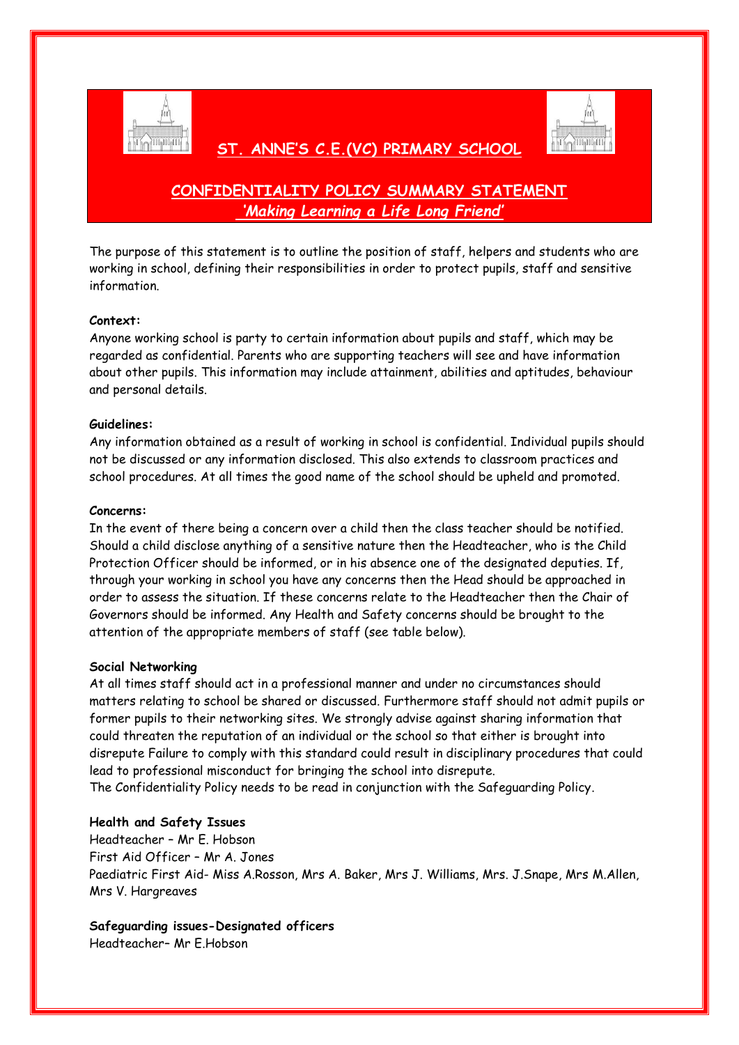# ST. ANNE'S C.E.(VC) PRIMARY SCHOOL

## CONFIDENTIALITY POLICY SUMMARY STATEMENT

***'Making Learning a Life Long Friend'***

The purpose of this statement is to outline the position of staff, helpers and students who are working in school, defining their responsibilities in order to protect pupils, staff and sensitive information.

**Context:**

Anyone working school is party to certain information about pupils and staff, which may be regarded as confidential. Parents who are supporting teachers will see and have information about other pupils. This information may include attainment, abilities and aptitudes, behaviour and personal details.

**Guidelines:**

Any information obtained as a result of working in school is confidential. Individual pupils should not be discussed or any information disclosed. This also extends to classroom practices and school procedures. At all times the good name of the school should be upheld and promoted.

**Concerns:**

In the event of there being a concern over a child then the class teacher should be notified. Should a child disclose anything of a sensitive nature then the Headteacher, who is the Child Protection Officer should be informed, or in his absence one of the designated deputies. If, through your working in school you have any concerns then the Head should be approached in order to assess the situation. If these concerns relate to the Headteacher then the Chair of Governors should be informed. Any Health and Safety concerns should be brought to the attention of the appropriate members of staff (see table below).

**Social Networking**

At all times staff should act in a professional manner and under no circumstances should matters relating to school be shared or discussed. Furthermore staff should not admit pupils or former pupils to their networking sites. We strongly advise against sharing information that could threaten the reputation of an individual or the school so that either is brought into disrepute Failure to comply with this standard could result in disciplinary procedures that could lead to professional misconduct for bringing the school into disrepute.

The Confidentiality Policy needs to be read in conjunction with the Safeguarding Policy.

**Health and Safety Issues**

Headteacher – Mr E. Hobson

First Aid Officer – Mr A. Jones

Paediatric First Aid- Miss A.Rosson, Mrs A. Baker, Mrs J. Williams, Mrs. J.Snape, Mrs M.Allen, Mrs V. Hargreaves

**Safeguarding issues-Designated officers**

Headteacher– Mr E.Hobson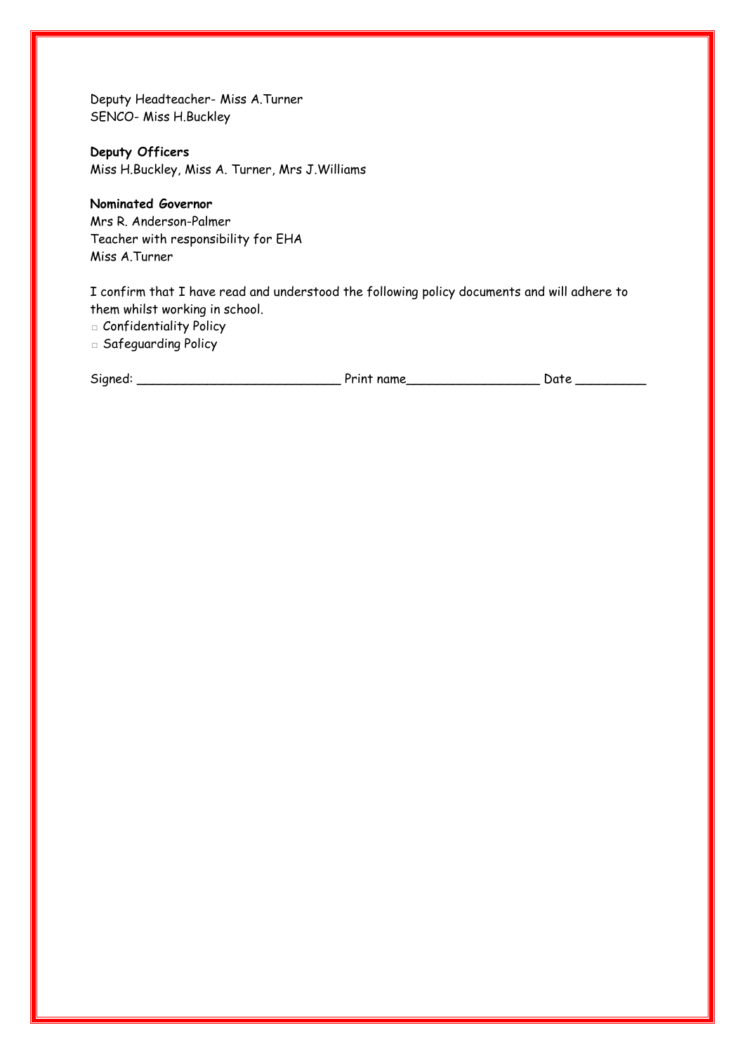Deputy Headteacher- Miss A.Turner
SENCO- Miss H.Buckley

**Deputy Officers**
Miss H.Buckley, Miss A. Turner, Mrs J.Williams

**Nominated Governor**
Mrs R. Anderson-Palmer
Teacher with responsibility for EHA
Miss A.Turner

I confirm that I have read and understood the following policy documents and will adhere to them whilst working in school.

- □ Confidentiality Policy
- □ Safeguarding Policy

Signed: ___________________________ Print name_________________ Date _________